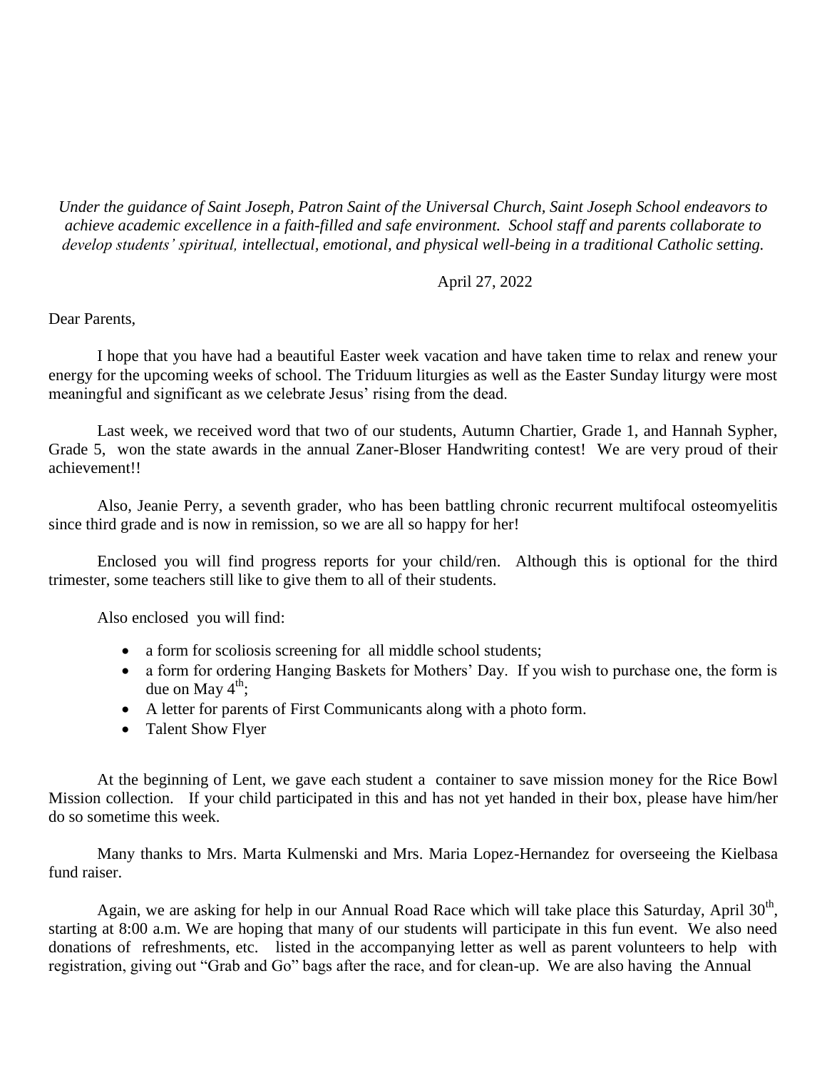*Under the guidance of Saint Joseph, Patron Saint of the Universal Church, Saint Joseph School endeavors to achieve academic excellence in a faith-filled and safe environment. School staff and parents collaborate to develop students' spiritual, intellectual, emotional, and physical well-being in a traditional Catholic setting.*

April 27, 2022

Dear Parents,

I hope that you have had a beautiful Easter week vacation and have taken time to relax and renew your energy for the upcoming weeks of school. The Triduum liturgies as well as the Easter Sunday liturgy were most meaningful and significant as we celebrate Jesus' rising from the dead.

Last week, we received word that two of our students, Autumn Chartier, Grade 1, and Hannah Sypher, Grade 5, won the state awards in the annual Zaner-Bloser Handwriting contest! We are very proud of their achievement!!

Also, Jeanie Perry, a seventh grader, who has been battling chronic recurrent multifocal osteomyelitis since third grade and is now in remission, so we are all so happy for her!

Enclosed you will find progress reports for your child/ren. Although this is optional for the third trimester, some teachers still like to give them to all of their students.

Also enclosed you will find:

- a form for scoliosis screening for all middle school students;
- a form for ordering Hanging Baskets for Mothers' Day. If you wish to purchase one, the form is due on May 4th;
- A letter for parents of First Communicants along with a photo form.
- Talent Show Flyer

At the beginning of Lent, we gave each student a container to save mission money for the Rice Bowl Mission collection. If your child participated in this and has not yet handed in their box, please have him/her do so sometime this week.

Many thanks to Mrs. Marta Kulmenski and Mrs. Maria Lopez-Hernandez for overseeing the Kielbasa fund raiser.

Again, we are asking for help in our Annual Road Race which will take place this Saturday, April 30th, starting at 8:00 a.m. We are hoping that many of our students will participate in this fun event. We also need donations of refreshments, etc. listed in the accompanying letter as well as parent volunteers to help with registration, giving out "Grab and Go" bags after the race, and for clean-up. We are also having the Annual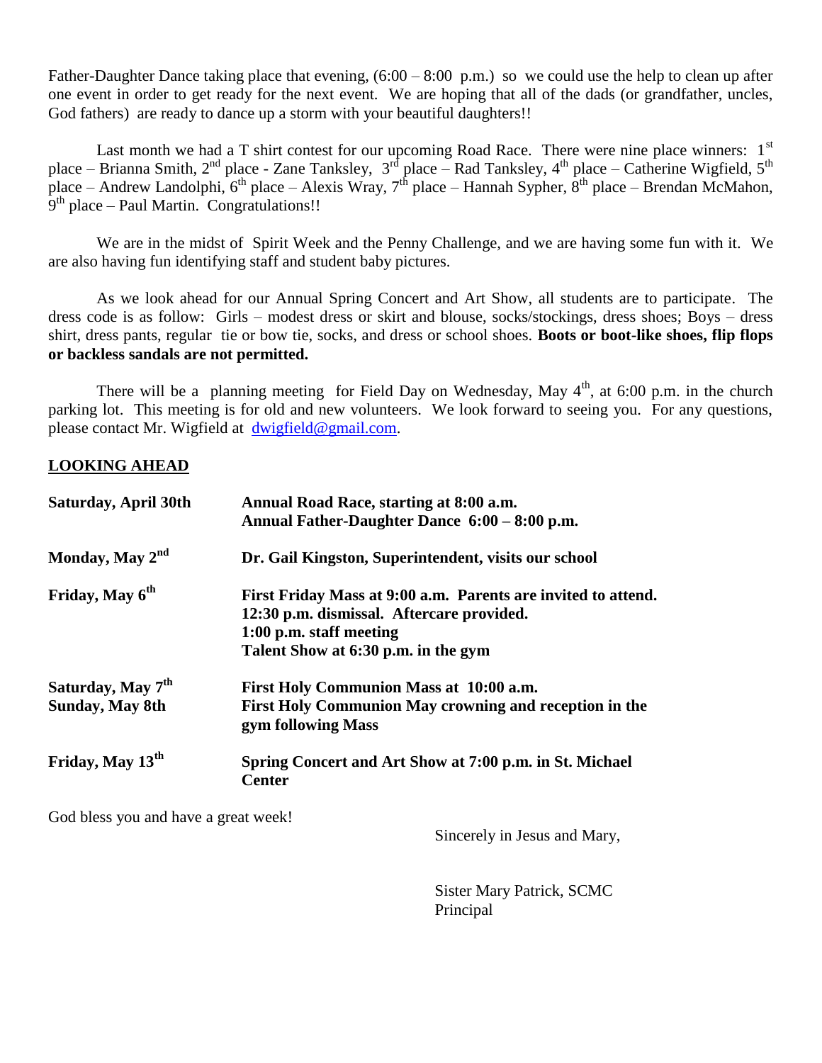Father-Daughter Dance taking place that evening, (6:00 – 8:00 p.m.) so we could use the help to clean up after one event in order to get ready for the next event. We are hoping that all of the dads (or grandfather, uncles, God fathers) are ready to dance up a storm with your beautiful daughters!!

Last month we had a T shirt contest for our upcoming Road Race. There were nine place winners: 1st place – Brianna Smith, 2nd place - Zane Tanksley, 3rd place – Rad Tanksley, 4th place – Catherine Wigfield, 5th place – Andrew Landolphi, 6th place – Alexis Wray, 7th place – Hannah Sypher, 8th place – Brendan McMahon, 9th place – Paul Martin. Congratulations!!

We are in the midst of Spirit Week and the Penny Challenge, and we are having some fun with it. We are also having fun identifying staff and student baby pictures.

As we look ahead for our Annual Spring Concert and Art Show, all students are to participate. The dress code is as follow: Girls – modest dress or skirt and blouse, socks/stockings, dress shoes; Boys – dress shirt, dress pants, regular tie or bow tie, socks, and dress or school shoes. **Boots or boot-like shoes, flip flops or backless sandals are not permitted.**

There will be a planning meeting for Field Day on Wednesday, May 4th, at 6:00 p.m. in the church parking lot. This meeting is for old and new volunteers. We look forward to seeing you. For any questions, please contact Mr. Wigfield at dwigfield@gmail.com.

## LOOKING AHEAD

| | |
|---|---|
| **Saturday, April 30th** | **Annual Road Race, starting at 8:00 a.m.**<br>**Annual Father-Daughter Dance 6:00 – 8:00 p.m.** |
| **Monday, May 2nd** | **Dr. Gail Kingston, Superintendent, visits our school** |
| **Friday, May 6th** | **First Friday Mass at 9:00 a.m. Parents are invited to attend.**<br>**12:30 p.m. dismissal. Aftercare provided.**<br>**1:00 p.m. staff meeting**<br>**Talent Show at 6:30 p.m. in the gym** |
| **Saturday, May 7th** | **First Holy Communion Mass at 10:00 a.m.** |
| **Sunday, May 8th** | **First Holy Communion May crowning and reception in the gym following Mass** |
| **Friday, May 13th** | **Spring Concert and Art Show at 7:00 p.m. in St. Michael Center** |

God bless you and have a great week!

Sincerely in Jesus and Mary,

Sister Mary Patrick, SCMC
Principal